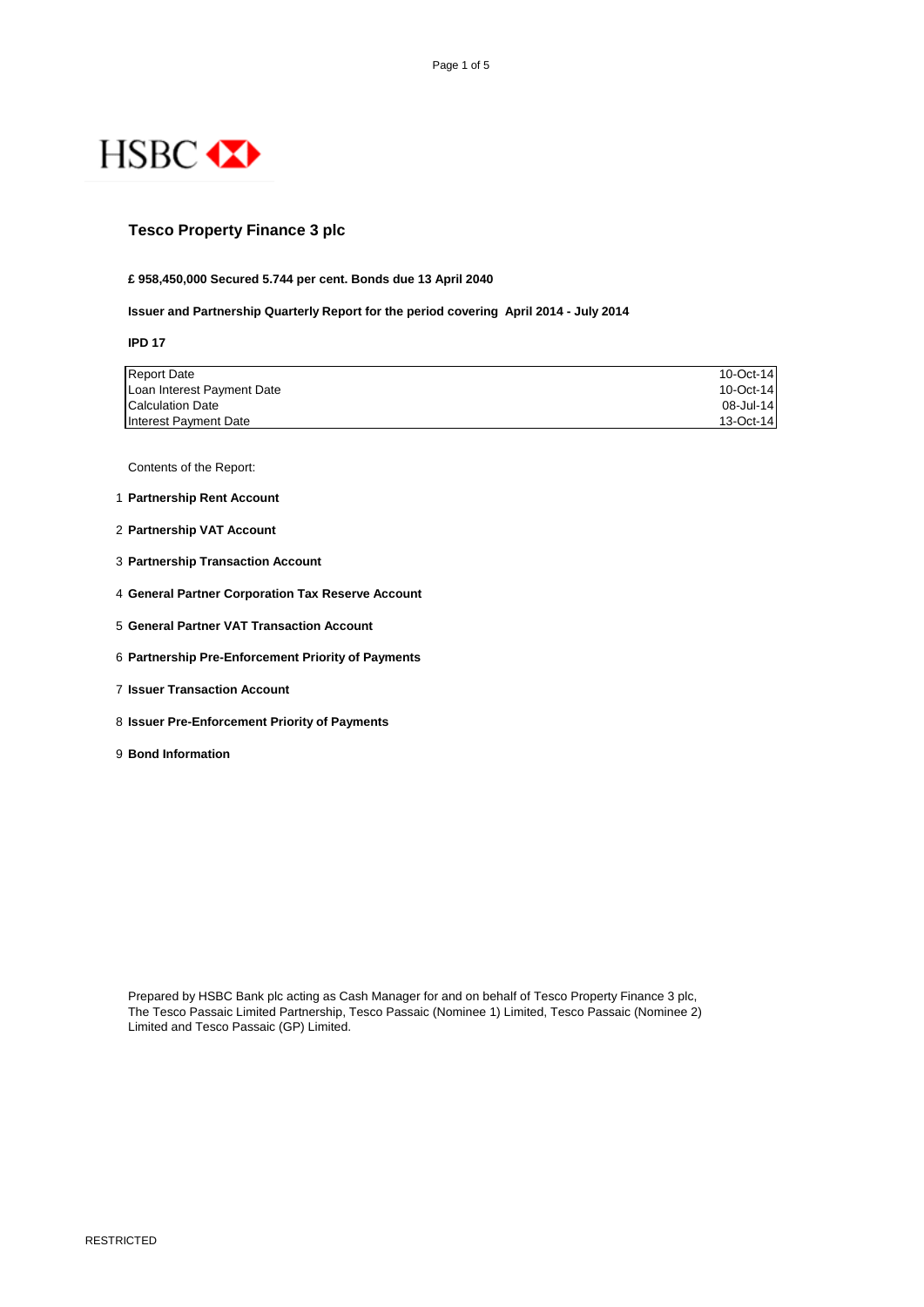HSBC

# Tesco Property Finance 3 plc

**£ 958,450,000 Secured 5.744 per cent. Bonds due 13 April 2040**

**Issuer and Partnership Quarterly Report for the period covering April 2014 - July 2014**

**IPD 17**

| | |
|---|---|
| Report Date | 10-Oct-14 |
| Loan Interest Payment Date | 10-Oct-14 |
| Calculation Date | 08-Jul-14 |
| Interest Payment Date | 13-Oct-14 |

Contents of the Report:

1. **Partnership Rent Account**
2. **Partnership VAT Account**
3. **Partnership Transaction Account**
4. **General Partner Corporation Tax Reserve Account**
5. **General Partner VAT Transaction Account**
6. **Partnership Pre-Enforcement Priority of Payments**
7. **Issuer Transaction Account**
8. **Issuer Pre-Enforcement Priority of Payments**
9. **Bond Information**

Prepared by HSBC Bank plc acting as Cash Manager for and on behalf of Tesco Property Finance 3 plc, The Tesco Passaic Limited Partnership, Tesco Passaic (Nominee 1) Limited, Tesco Passaic (Nominee 2) Limited and Tesco Passaic (GP) Limited.

RESTRICTED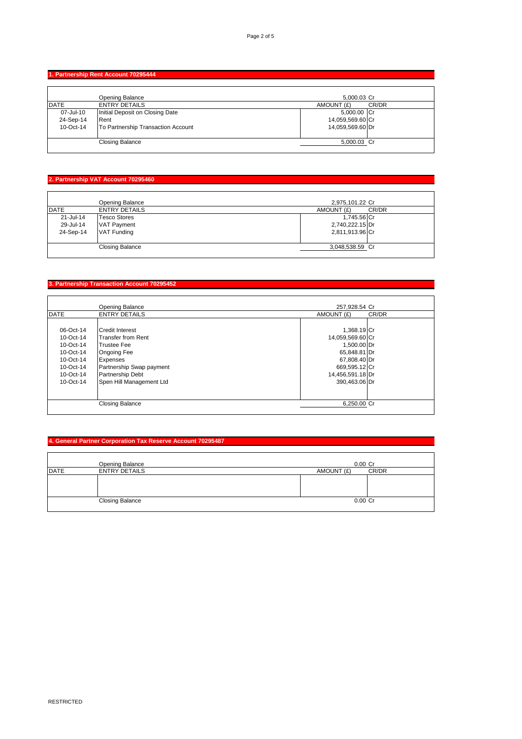## 1. Partnership Rent Account 70295444

| | Opening Balance | 5,000.03 | Cr |
|---|---|---|---|
| DATE | ENTRY DETAILS | AMOUNT (£) | CR/DR |
| 07-Jul-10 | Initial Deposit on Closing Date | 5,000.00 | Cr |
| 24-Sep-14 | Rent | 14,059,569.60 | Cr |
| 10-Oct-14 | To Partnership Transaction Account | 14,059,569.60 | Dr |
| | Closing Balance | 5,000.03 | Cr |

## 2. Partnership VAT Account 70295460

| | Opening Balance | 2,975,101.22 | Cr |
|---|---|---|---|
| DATE | ENTRY DETAILS | AMOUNT (£) | CR/DR |
| 21-Jul-14 | Tesco Stores | 1,745.56 | Cr |
| 29-Jul-14 | VAT Payment | 2,740,222.15 | Dr |
| 24-Sep-14 | VAT Funding | 2,811,913.96 | Cr |
| | Closing Balance | 3,048,538.59 | Cr |

## 3. Partnership Transaction Account 70295452

| | Opening Balance | 257,928.54 | Cr |
|---|---|---|---|
| DATE | ENTRY DETAILS | AMOUNT (£) | CR/DR |
| 06-Oct-14 | Credit Interest | 1,368.19 | Cr |
| 10-Oct-14 | Transfer from Rent | 14,059,569.60 | Cr |
| 10-Oct-14 | Trustee Fee | 1,500.00 | Dr |
| 10-Oct-14 | Ongoing Fee | 65,848.81 | Dr |
| 10-Oct-14 | Expenses | 67,808.40 | Dr |
| 10-Oct-14 | Partnership Swap payment | 669,595.12 | Cr |
| 10-Oct-14 | Partnership Debt | 14,456,591.18 | Dr |
| 10-Oct-14 | Spen Hill Management Ltd | 390,463.06 | Dr |
| | Closing Balance | 6,250.00 | Cr |

## 4. General Partner Corporation Tax Reserve Account 70295487

| | Opening Balance | 0.00 | Cr |
|---|---|---|---|
| DATE | ENTRY DETAILS | AMOUNT (£) | CR/DR |
| | | | |
| | Closing Balance | 0.00 | Cr |

RESTRICTED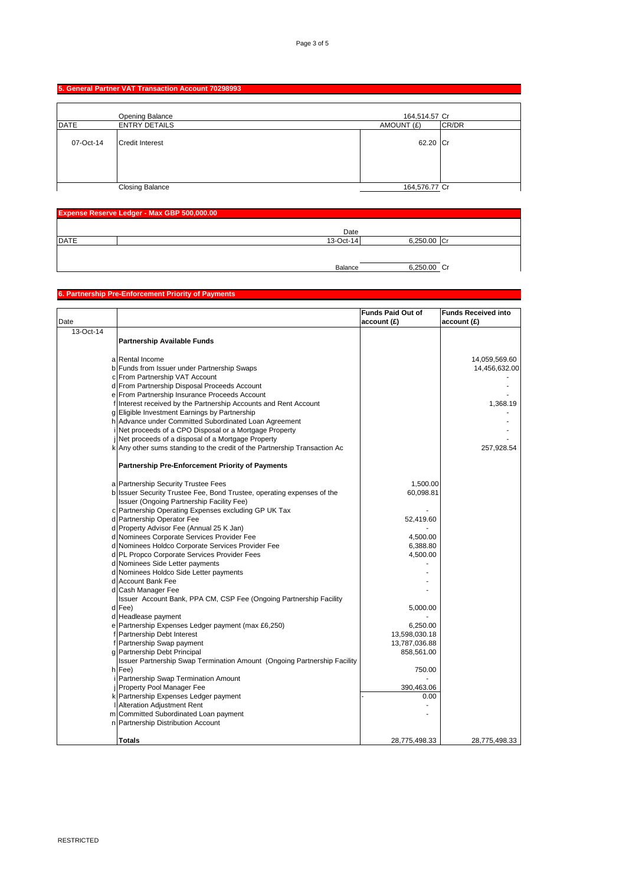## 5. General Partner VAT Transaction Account 70298993

| DATE | ENTRY DETAILS | AMOUNT (£) | CR/DR |
|---|---|---|---|
| | Opening Balance | 164,514.57 | Cr |
| 07-Oct-14 | Credit Interest | 62.20 | Cr |
| | Closing Balance | 164,576.77 | Cr |

## Expense Reserve Ledger - Max GBP 500,000.00

| DATE | | Date | | |
|---|---|---|---|---|
| | | 13-Oct-14 | 6,250.00 | Cr |
| | | Balance | 6,250.00 | Cr |

## 6. Partnership Pre-Enforcement Priority of Payments

| Date | | | Funds Paid Out of account (£) | Funds Received into account (£) |
|---|---|---|---|---|
| 13-Oct-14 | | **Partnership Available Funds** | | |
| | a | Rental Income | | 14,059,569.60 |
| | b | Funds from Issuer under Partnership Swaps | | 14,456,632.00 |
| | c | From Partnership VAT Account | | - |
| | d | From Partnership Disposal Proceeds Account | | - |
| | e | From Partnership Insurance Proceeds Account | | - |
| | f | Interest received by the Partnership Accounts and Rent Account | | 1,368.19 |
| | g | Eligible Investment Earnings by Partnership | | - |
| | h | Advance under Committed Subordinated Loan Agreement | | - |
| | i | Net proceeds of a CPO Disposal or a Mortgage Property | | - |
| | j | Net proceeds of a disposal of a Mortgage Property | | - |
| | k | Any other sums standing to the credit of the Partnership Transaction Ac | | 257,928.54 |
| | | **Partnership Pre-Enforcement Priority of Payments** | | |
| | a | Partnership Security Trustee Fees | 1,500.00 | |
| | b | Issuer Security Trustee Fee, Bond Trustee, operating expenses of the Issuer (Ongoing Partnership Facility Fee) | 60,098.81 | |
| | c | Partnership Operating Expenses excluding GP UK Tax | - | |
| | d | Partnership Operator Fee | 52,419.60 | |
| | d | Property Advisor Fee (Annual 25 K Jan) | - | |
| | d | Nominees Corporate Services Provider Fee | 4,500.00 | |
| | d | Nominees Holdco Corporate Services Provider Fee | 6,388.80 | |
| | d | PL Propco Corporate Services Provider Fees | 4,500.00 | |
| | d | Nominees Side Letter payments | - | |
| | d | Nominees Holdco Side Letter payments | - | |
| | d | Account Bank Fee | - | |
| | d | Cash Manager Fee | - | |
| | d | Issuer Account Bank, PPA CM, CSP Fee (Ongoing Partnership Facility Fee) | 5,000.00 | |
| | d | Headlease payment | - | |
| | e | Partnership Expenses Ledger payment (max £6,250) | 6,250.00 | |
| | f | Partnership Debt Interest | 13,598,030.18 | |
| | f | Partnership Swap payment | 13,787,036.88 | |
| | g | Partnership Debt Principal | 858,561.00 | |
| | h | Issuer Partnership Swap Termination Amount (Ongoing Partnership Facility Fee) | 750.00 | |
| | i | Partnership Swap Termination Amount | - | |
| | j | Property Pool Manager Fee | 390,463.06 | |
| | k | Partnership Expenses Ledger payment | - 0.00 | |
| | l | Alteration Adjustment Rent | - | |
| | m | Committed Subordinated Loan payment | - | |
| | n | Partnership Distribution Account | | |
| | | **Totals** | 28,775,498.33 | 28,775,498.33 |

RESTRICTED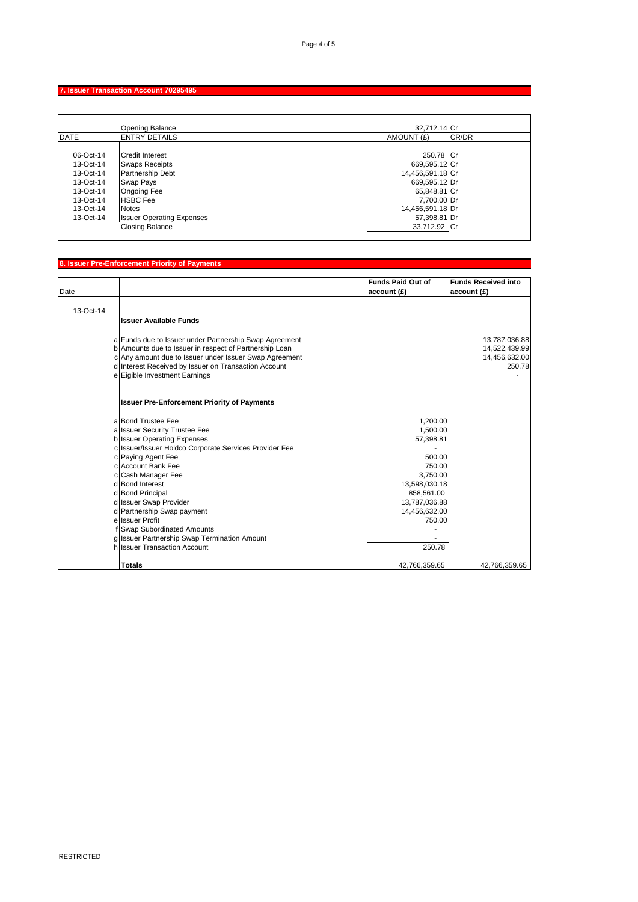## 7. Issuer Transaction Account 70295495

| DATE | ENTRY DETAILS | AMOUNT (£) | CR/DR |
|---|---|---|---|
| | Opening Balance | 32,712.14 | Cr |
| 06-Oct-14 | Credit Interest | 250.78 | Cr |
| 13-Oct-14 | Swaps Receipts | 669,595.12 | Cr |
| 13-Oct-14 | Partnership Debt | 14,456,591.18 | Cr |
| 13-Oct-14 | Swap Pays | 669,595.12 | Dr |
| 13-Oct-14 | Ongoing Fee | 65,848.81 | Cr |
| 13-Oct-14 | HSBC Fee | 7,700.00 | Dr |
| 13-Oct-14 | Notes | 14,456,591.18 | Dr |
| 13-Oct-14 | Issuer Operating Expenses | 57,398.81 | Dr |
| | Closing Balance | 33,712.92 | Cr |

## 8. Issuer Pre-Enforcement Priority of Payments

| Date | | | Funds Paid Out of account (£) | Funds Received into account (£) |
|---|---|---|---|---|
| 13-Oct-14 | | **Issuer Available Funds** | | |
| | a | Funds due to Issuer under Partnership Swap Agreement | | 13,787,036.88 |
| | b | Amounts due to Issuer in respect of Partnership Loan | | 14,522,439.99 |
| | c | Any amount due to Issuer under Issuer Swap Agreement | | 14,456,632.00 |
| | d | Interest Received by Issuer on Transaction Account | | 250.78 |
| | e | Eigible Investment Earnings | | - |
| | | **Issuer Pre-Enforcement Priority of Payments** | | |
| | a | Bond Trustee Fee | 1,200.00 | |
| | a | Issuer Security Trustee Fee | 1,500.00 | |
| | b | Issuer Operating Expenses | 57,398.81 | |
| | c | Issuer/Issuer Holdco Corporate Services Provider Fee | - | |
| | c | Paying Agent Fee | 500.00 | |
| | c | Account Bank Fee | 750.00 | |
| | c | Cash Manager Fee | 3,750.00 | |
| | d | Bond Interest | 13,598,030.18 | |
| | d | Bond Principal | 858,561.00 | |
| | d | Issuer Swap Provider | 13,787,036.88 | |
| | d | Partnership Swap payment | 14,456,632.00 | |
| | e | Issuer Profit | 750.00 | |
| | f | Swap Subordinated Amounts | - | |
| | g | Issuer Partnership Swap Termination Amount | - | |
| | h | Issuer Transaction Account | 250.78 | |
| | | **Totals** | 42,766,359.65 | 42,766,359.65 |

RESTRICTED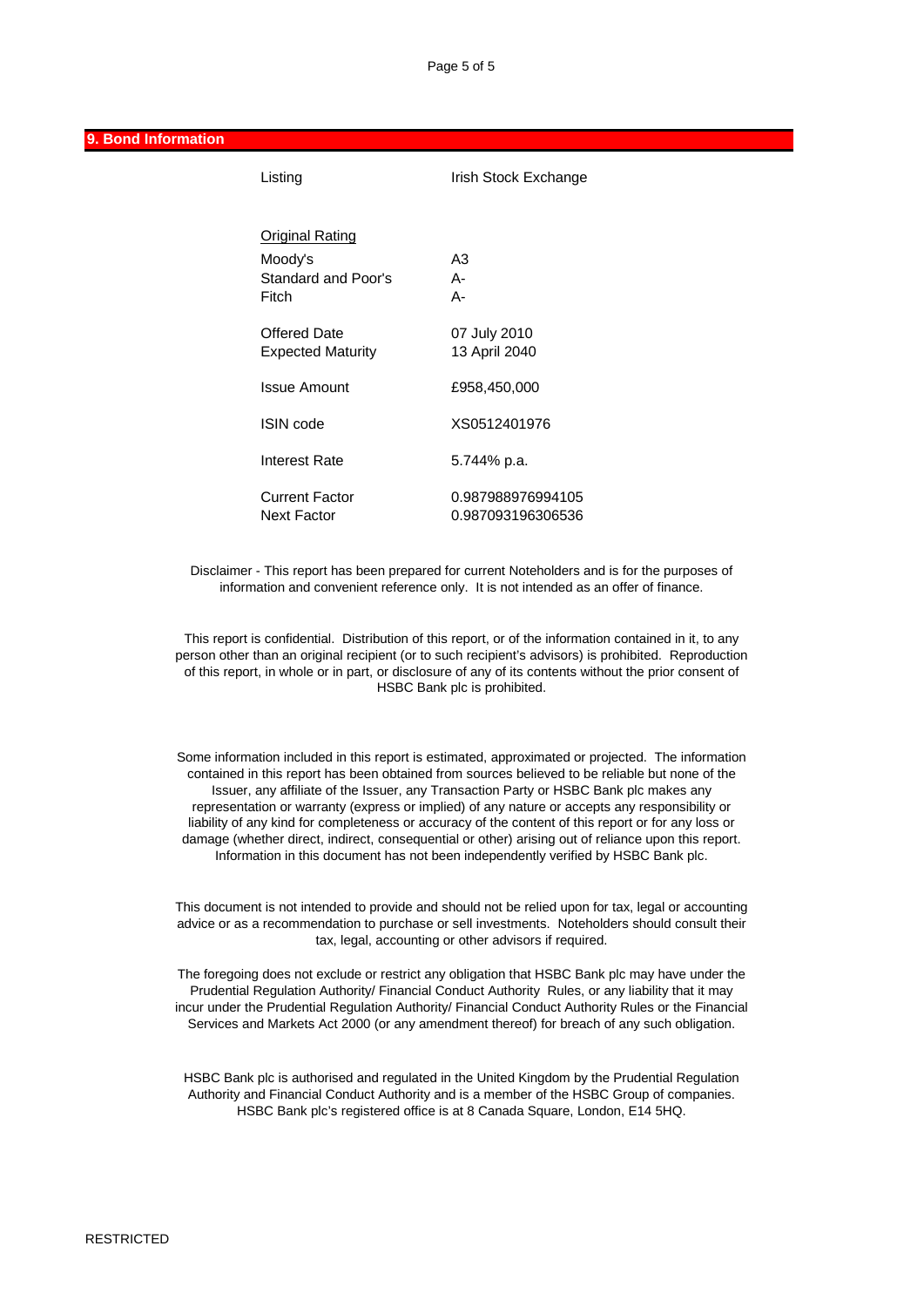## 9. Bond Information

| | |
|---|---|
| Listing | Irish Stock Exchange |
| Original Rating | |
| Moody's | A3 |
| Standard and Poor's | A- |
| Fitch | A- |
| Offered Date | 07 July 2010 |
| Expected Maturity | 13 April 2040 |
| Issue Amount | £958,450,000 |
| ISIN code | XS0512401976 |
| Interest Rate | 5.744% p.a. |
| Current Factor | 0.987988976994105 |
| Next Factor | 0.987093196306536 |

Disclaimer - This report has been prepared for current Noteholders and is for the purposes of information and convenient reference only. It is not intended as an offer of finance.

This report is confidential. Distribution of this report, or of the information contained in it, to any person other than an original recipient (or to such recipient's advisors) is prohibited. Reproduction of this report, in whole or in part, or disclosure of any of its contents without the prior consent of HSBC Bank plc is prohibited.

Some information included in this report is estimated, approximated or projected. The information contained in this report has been obtained from sources believed to be reliable but none of the Issuer, any affiliate of the Issuer, any Transaction Party or HSBC Bank plc makes any representation or warranty (express or implied) of any nature or accepts any responsibility or liability of any kind for completeness or accuracy of the content of this report or for any loss or damage (whether direct, indirect, consequential or other) arising out of reliance upon this report. Information in this document has not been independently verified by HSBC Bank plc.

This document is not intended to provide and should not be relied upon for tax, legal or accounting advice or as a recommendation to purchase or sell investments. Noteholders should consult their tax, legal, accounting or other advisors if required.

The foregoing does not exclude or restrict any obligation that HSBC Bank plc may have under the Prudential Regulation Authority/ Financial Conduct Authority Rules, or any liability that it may incur under the Prudential Regulation Authority/ Financial Conduct Authority Rules or the Financial Services and Markets Act 2000 (or any amendment thereof) for breach of any such obligation.

HSBC Bank plc is authorised and regulated in the United Kingdom by the Prudential Regulation Authority and Financial Conduct Authority and is a member of the HSBC Group of companies. HSBC Bank plc's registered office is at 8 Canada Square, London, E14 5HQ.

RESTRICTED